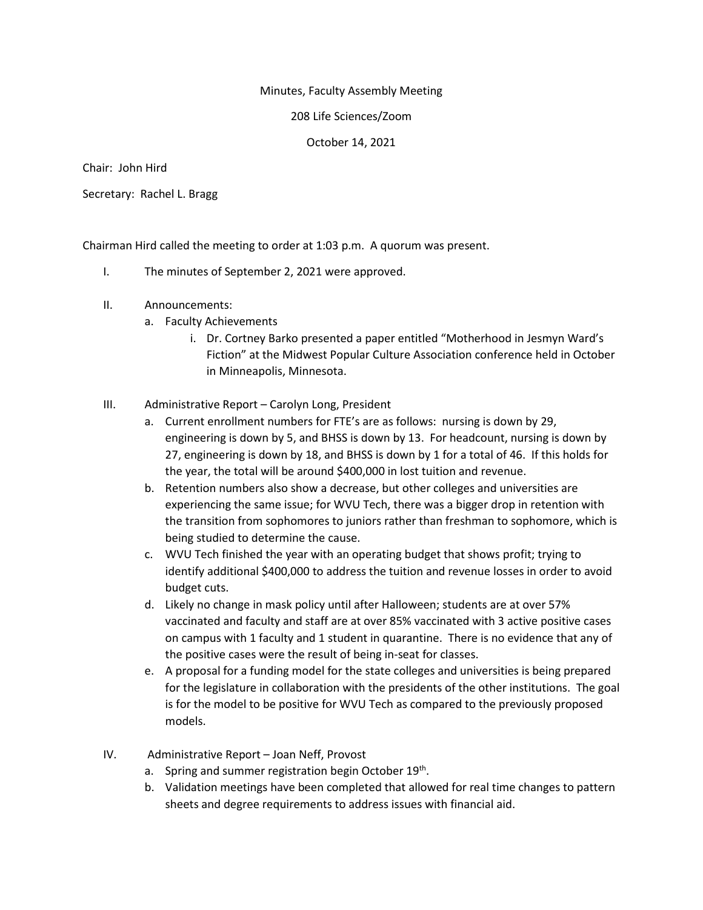Minutes, Faculty Assembly Meeting

208 Life Sciences/Zoom

October 14, 2021

Chair: John Hird

Secretary: Rachel L. Bragg

Chairman Hird called the meeting to order at 1:03 p.m. A quorum was present.

I. The minutes of September 2, 2021 were approved.

II. Announcements:
   a. Faculty Achievements
      i. Dr. Cortney Barko presented a paper entitled "Motherhood in Jesmyn Ward's Fiction" at the Midwest Popular Culture Association conference held in October in Minneapolis, Minnesota.

III. Administrative Report – Carolyn Long, President
   a. Current enrollment numbers for FTE's are as follows: nursing is down by 29, engineering is down by 5, and BHSS is down by 13. For headcount, nursing is down by 27, engineering is down by 18, and BHSS is down by 1 for a total of 46. If this holds for the year, the total will be around $400,000 in lost tuition and revenue.
   b. Retention numbers also show a decrease, but other colleges and universities are experiencing the same issue; for WVU Tech, there was a bigger drop in retention with the transition from sophomores to juniors rather than freshman to sophomore, which is being studied to determine the cause.
   c. WVU Tech finished the year with an operating budget that shows profit; trying to identify additional $400,000 to address the tuition and revenue losses in order to avoid budget cuts.
   d. Likely no change in mask policy until after Halloween; students are at over 57% vaccinated and faculty and staff are at over 85% vaccinated with 3 active positive cases on campus with 1 faculty and 1 student in quarantine. There is no evidence that any of the positive cases were the result of being in-seat for classes.
   e. A proposal for a funding model for the state colleges and universities is being prepared for the legislature in collaboration with the presidents of the other institutions. The goal is for the model to be positive for WVU Tech as compared to the previously proposed models.

IV. Administrative Report – Joan Neff, Provost
   a. Spring and summer registration begin October 19th.
   b. Validation meetings have been completed that allowed for real time changes to pattern sheets and degree requirements to address issues with financial aid.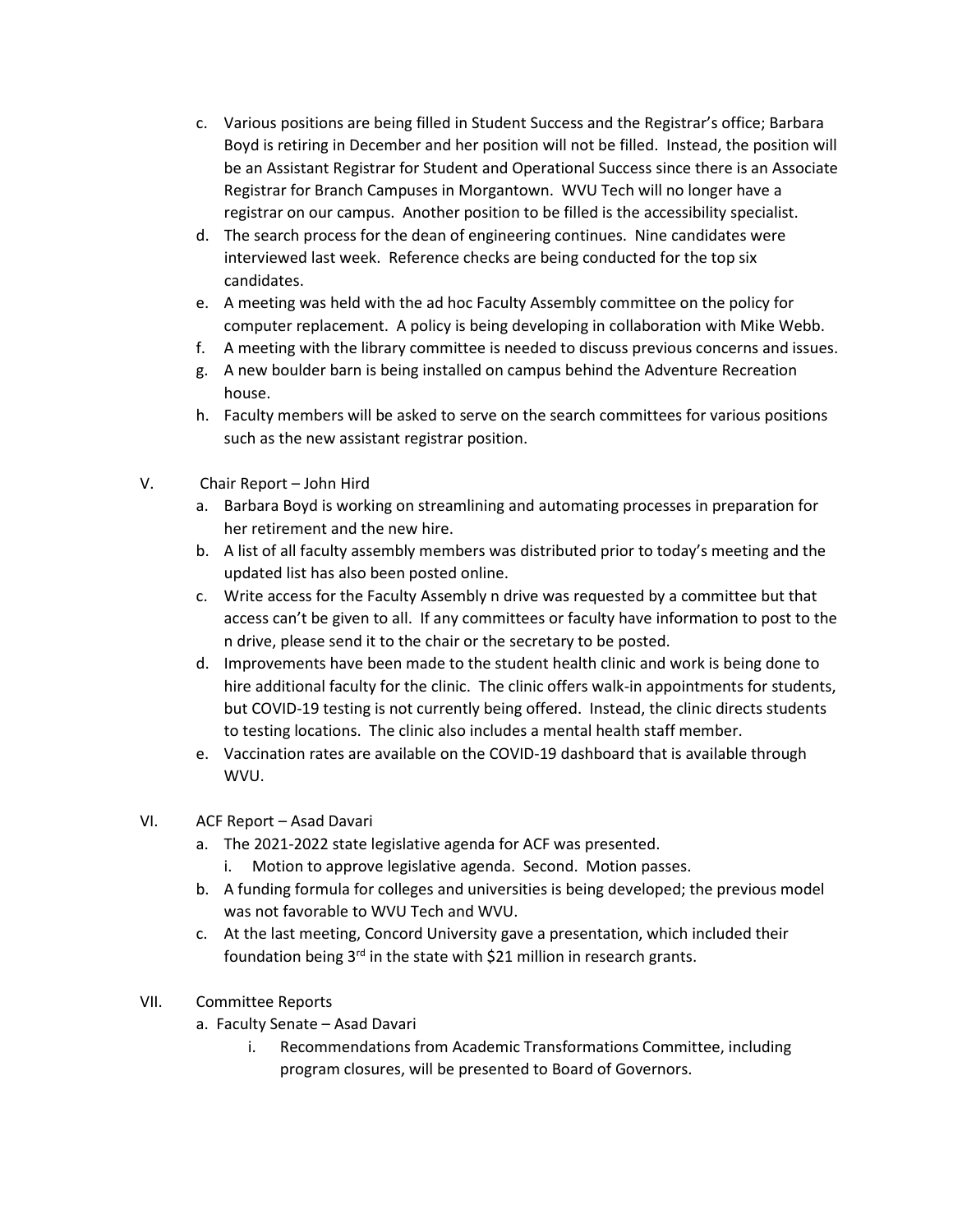c. Various positions are being filled in Student Success and the Registrar's office; Barbara Boyd is retiring in December and her position will not be filled. Instead, the position will be an Assistant Registrar for Student and Operational Success since there is an Associate Registrar for Branch Campuses in Morgantown. WVU Tech will no longer have a registrar on our campus. Another position to be filled is the accessibility specialist.

d. The search process for the dean of engineering continues. Nine candidates were interviewed last week. Reference checks are being conducted for the top six candidates.

e. A meeting was held with the ad hoc Faculty Assembly committee on the policy for computer replacement. A policy is being developing in collaboration with Mike Webb.

f. A meeting with the library committee is needed to discuss previous concerns and issues.

g. A new boulder barn is being installed on campus behind the Adventure Recreation house.

h. Faculty members will be asked to serve on the search committees for various positions such as the new assistant registrar position.

V. Chair Report – John Hird

a. Barbara Boyd is working on streamlining and automating processes in preparation for her retirement and the new hire.

b. A list of all faculty assembly members was distributed prior to today's meeting and the updated list has also been posted online.

c. Write access for the Faculty Assembly n drive was requested by a committee but that access can't be given to all. If any committees or faculty have information to post to the n drive, please send it to the chair or the secretary to be posted.

d. Improvements have been made to the student health clinic and work is being done to hire additional faculty for the clinic. The clinic offers walk-in appointments for students, but COVID-19 testing is not currently being offered. Instead, the clinic directs students to testing locations. The clinic also includes a mental health staff member.

e. Vaccination rates are available on the COVID-19 dashboard that is available through WVU.

VI. ACF Report – Asad Davari

a. The 2021-2022 state legislative agenda for ACF was presented.

   i. Motion to approve legislative agenda. Second. Motion passes.

b. A funding formula for colleges and universities is being developed; the previous model was not favorable to WVU Tech and WVU.

c. At the last meeting, Concord University gave a presentation, which included their foundation being 3rd in the state with $21 million in research grants.

VII. Committee Reports

a. Faculty Senate – Asad Davari

   i. Recommendations from Academic Transformations Committee, including program closures, will be presented to Board of Governors.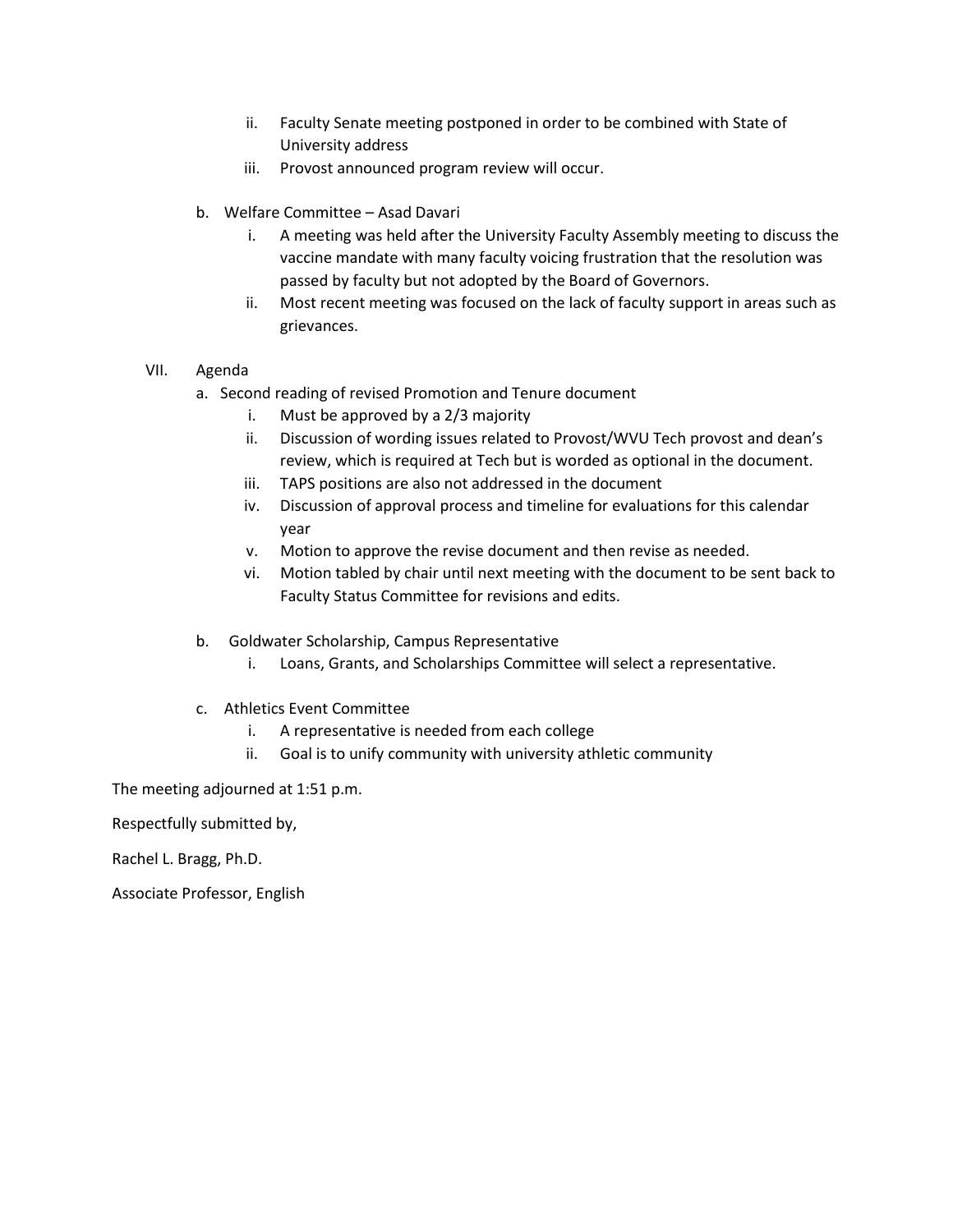ii. Faculty Senate meeting postponed in order to be combined with State of University address
   iii. Provost announced program review will occur.

b. Welfare Committee – Asad Davari
   i. A meeting was held after the University Faculty Assembly meeting to discuss the vaccine mandate with many faculty voicing frustration that the resolution was passed by faculty but not adopted by the Board of Governors.
   ii. Most recent meeting was focused on the lack of faculty support in areas such as grievances.

VII. Agenda

a. Second reading of revised Promotion and Tenure document
   i. Must be approved by a 2/3 majority
   ii. Discussion of wording issues related to Provost/WVU Tech provost and dean's review, which is required at Tech but is worded as optional in the document.
   iii. TAPS positions are also not addressed in the document
   iv. Discussion of approval process and timeline for evaluations for this calendar year
   v. Motion to approve the revise document and then revise as needed.
   vi. Motion tabled by chair until next meeting with the document to be sent back to Faculty Status Committee for revisions and edits.

b. Goldwater Scholarship, Campus Representative
   i. Loans, Grants, and Scholarships Committee will select a representative.

c. Athletics Event Committee
   i. A representative is needed from each college
   ii. Goal is to unify community with university athletic community

The meeting adjourned at 1:51 p.m.

Respectfully submitted by,

Rachel L. Bragg, Ph.D.

Associate Professor, English